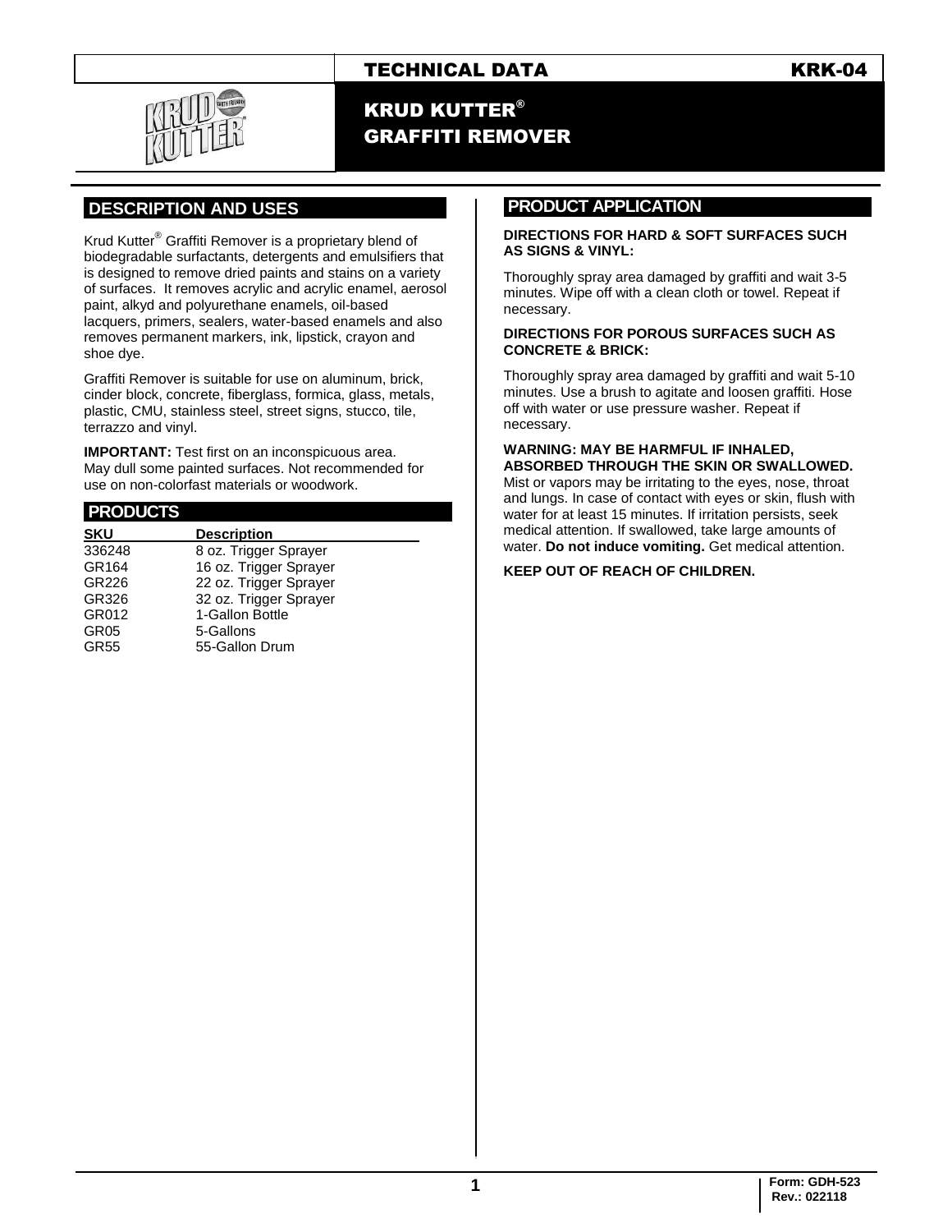TECHNICAL DATA KRK-04

# KRUD KUTTER® GRAFFITI REMOVER

## DESCRIPTION AND USES

Krud Kutter® Graffiti Remover is a proprietary blend of biodegradable surfactants, detergents and emulsifiers that is designed to remove dried paints and stains on a variety of surfaces. It removes acrylic and acrylic enamel, aerosol paint, alkyd and polyurethane enamels, oil-based lacquers, primers, sealers, water-based enamels and also removes permanent markers, ink, lipstick, crayon and shoe dye.

Graffiti Remover is suitable for use on aluminum, brick, cinder block, concrete, fiberglass, formica, glass, metals, plastic, CMU, stainless steel, street signs, stucco, tile, terrazzo and vinyl.

**IMPORTANT:** Test first on an inconspicuous area. May dull some painted surfaces. Not recommended for use on non-colorfast materials or woodwork.

## PRODUCTS

| SKU | Description |
|---|---|
| 336248 | 8 oz. Trigger Sprayer |
| GR164 | 16 oz. Trigger Sprayer |
| GR226 | 22 oz. Trigger Sprayer |
| GR326 | 32 oz. Trigger Sprayer |
| GR012 | 1-Gallon Bottle |
| GR05 | 5-Gallons |
| GR55 | 55-Gallon Drum |

## PRODUCT APPLICATION

**DIRECTIONS FOR HARD & SOFT SURFACES SUCH AS SIGNS & VINYL:**

Thoroughly spray area damaged by graffiti and wait 3-5 minutes. Wipe off with a clean cloth or towel. Repeat if necessary.

**DIRECTIONS FOR POROUS SURFACES SUCH AS CONCRETE & BRICK:**

Thoroughly spray area damaged by graffiti and wait 5-10 minutes. Use a brush to agitate and loosen graffiti. Hose off with water or use pressure washer. Repeat if necessary.

**WARNING: MAY BE HARMFUL IF INHALED, ABSORBED THROUGH THE SKIN OR SWALLOWED.** Mist or vapors may be irritating to the eyes, nose, throat and lungs. In case of contact with eyes or skin, flush with water for at least 15 minutes. If irritation persists, seek medical attention. If swallowed, take large amounts of water. **Do not induce vomiting.** Get medical attention.

**KEEP OUT OF REACH OF CHILDREN.**

Form: GDH-523
Rev.: 022118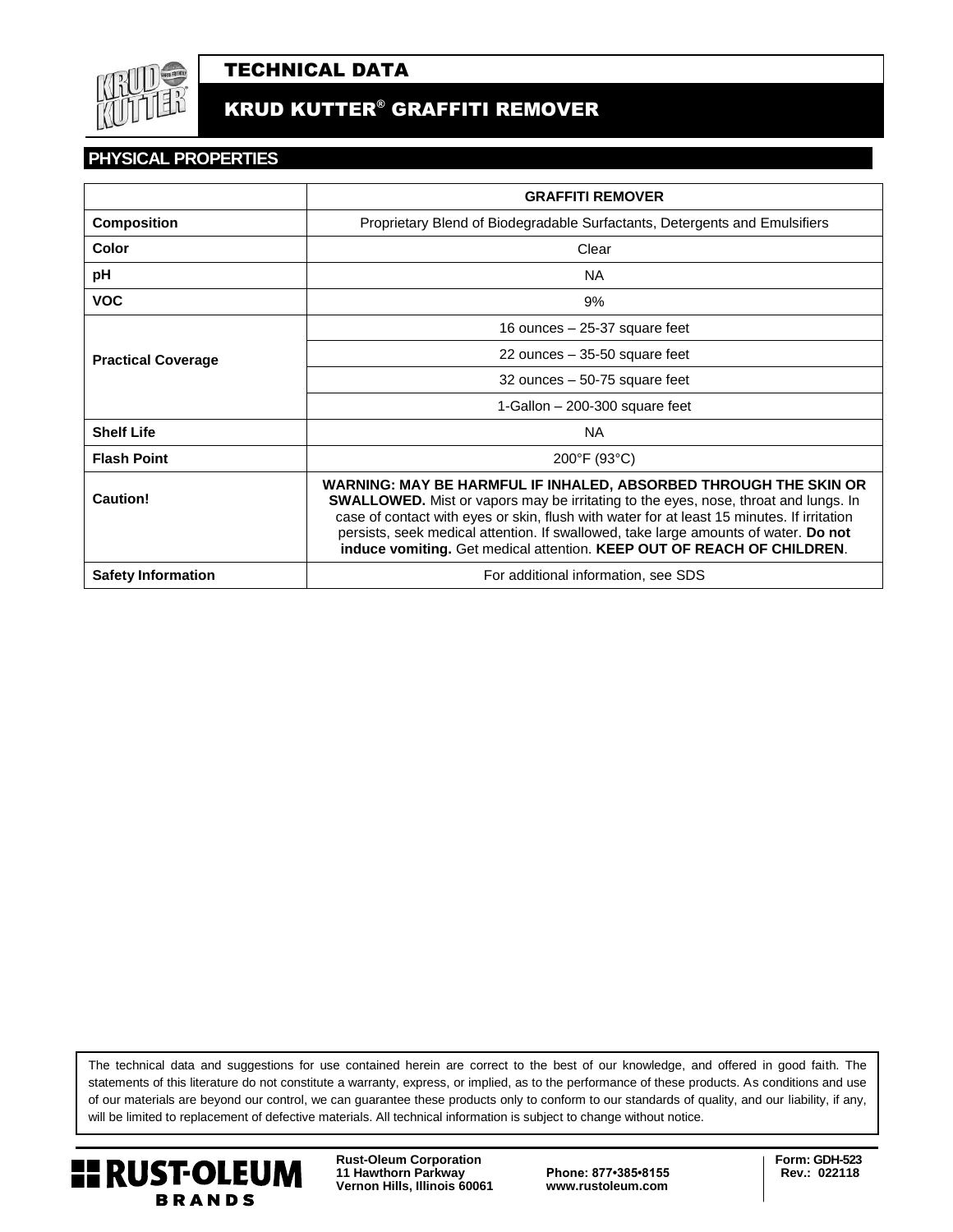# TECHNICAL DATA

## KRUD KUTTER® GRAFFITI REMOVER

### PHYSICAL PROPERTIES

| | **GRAFFITI REMOVER** |
|---|---|
| **Composition** | Proprietary Blend of Biodegradable Surfactants, Detergents and Emulsifiers |
| **Color** | Clear |
| **pH** | NA |
| **VOC** | 9% |
| **Practical Coverage** | 16 ounces – 25-37 square feet |
| | 22 ounces – 35-50 square feet |
| | 32 ounces – 50-75 square feet |
| | 1-Gallon – 200-300 square feet |
| **Shelf Life** | NA |
| **Flash Point** | 200°F (93°C) |
| **Caution!** | **WARNING: MAY BE HARMFUL IF INHALED, ABSORBED THROUGH THE SKIN OR SWALLOWED.** Mist or vapors may be irritating to the eyes, nose, throat and lungs. In case of contact with eyes or skin, flush with water for at least 15 minutes. If irritation persists, seek medical attention. If swallowed, take large amounts of water. **Do not induce vomiting.** Get medical attention. **KEEP OUT OF REACH OF CHILDREN**. |
| **Safety Information** | For additional information, see SDS |

The technical data and suggestions for use contained herein are correct to the best of our knowledge, and offered in good faith. The statements of this literature do not constitute a warranty, express, or implied, as to the performance of these products. As conditions and use of our materials are beyond our control, we can guarantee these products only to conform to our standards of quality, and our liability, if any, will be limited to replacement of defective materials. All technical information is subject to change without notice.

RUST-OLEUM BRANDS

**Rust-Oleum Corporation**
**11 Hawthorn Parkway**
**Vernon Hills, Illinois 60061**

**Phone: 877•385•8155**
**www.rustoleum.com**

**Form: GDH-523**
**Rev.: 022118**